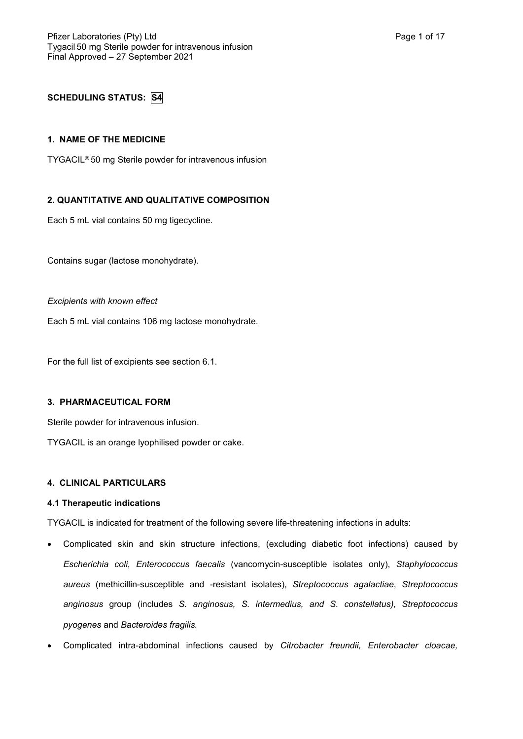**SCHEDULING STATUS: S4**

## 1. NAME OF THE MEDICINE

TYGACIL® 50 mg Sterile powder for intravenous infusion

## 2. QUANTITATIVE AND QUALITATIVE COMPOSITION

Each 5 mL vial contains 50 mg tigecycline.

Contains sugar (lactose monohydrate).

*Excipients with known effect*

Each 5 mL vial contains 106 mg lactose monohydrate.

For the full list of excipients see section 6.1.

## 3. PHARMACEUTICAL FORM

Sterile powder for intravenous infusion.

TYGACIL is an orange lyophilised powder or cake.

## 4. CLINICAL PARTICULARS

### 4.1 Therapeutic indications

TYGACIL is indicated for treatment of the following severe life-threatening infections in adults:

- Complicated skin and skin structure infections, (excluding diabetic foot infections) caused by *Escherichia coli*, *Enterococcus faecalis* (vancomycin-susceptible isolates only), *Staphylococcus aureus* (methicillin-susceptible and -resistant isolates), *Streptococcus agalactiae*, *Streptococcus anginosus* group (includes *S. anginosus, S. intermedius, and S. constellatus), Streptococcus pyogenes* and *Bacteroides fragilis.*
- Complicated intra-abdominal infections caused by *Citrobacter freundii, Enterobacter cloacae,*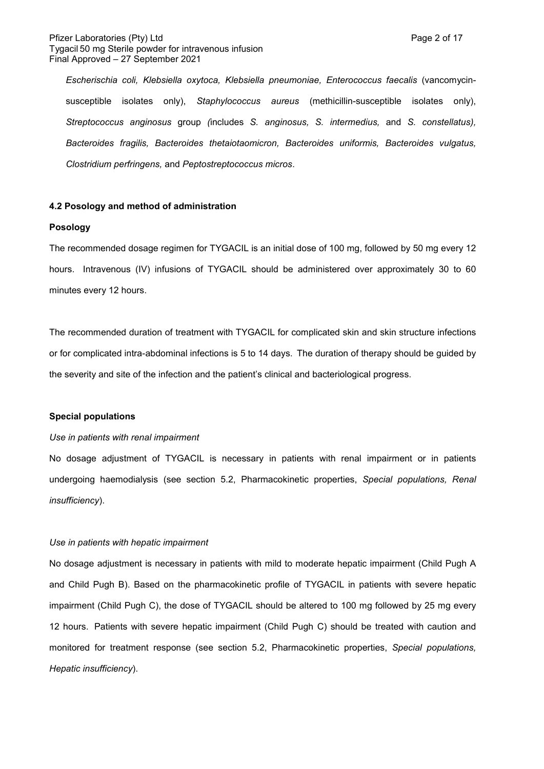*Escherischia coli, Klebsiella oxytoca, Klebsiella pneumoniae, Enterococcus faecalis* (vancomycin-susceptible isolates only), *Staphylococcus aureus* (methicillin-susceptible isolates only), *Streptococcus anginosus* group *(*includes *S. anginosus, S. intermedius,* and *S. constellatus), Bacteroides fragilis, Bacteroides thetaiotaomicron, Bacteroides uniformis, Bacteroides vulgatus, Clostridium perfringens,* and *Peptostreptococcus micros*.

**4.2 Posology and method of administration**

**Posology**

The recommended dosage regimen for TYGACIL is an initial dose of 100 mg, followed by 50 mg every 12 hours. Intravenous (IV) infusions of TYGACIL should be administered over approximately 30 to 60 minutes every 12 hours.

The recommended duration of treatment with TYGACIL for complicated skin and skin structure infections or for complicated intra-abdominal infections is 5 to 14 days. The duration of therapy should be guided by the severity and site of the infection and the patient's clinical and bacteriological progress.

**Special populations**

*Use in patients with renal impairment*

No dosage adjustment of TYGACIL is necessary in patients with renal impairment or in patients undergoing haemodialysis (see section 5.2, Pharmacokinetic properties, *Special populations, Renal insufficiency*).

*Use in patients with hepatic impairment*

No dosage adjustment is necessary in patients with mild to moderate hepatic impairment (Child Pugh A and Child Pugh B). Based on the pharmacokinetic profile of TYGACIL in patients with severe hepatic impairment (Child Pugh C), the dose of TYGACIL should be altered to 100 mg followed by 25 mg every 12 hours. Patients with severe hepatic impairment (Child Pugh C) should be treated with caution and monitored for treatment response (see section 5.2, Pharmacokinetic properties, *Special populations, Hepatic insufficiency*).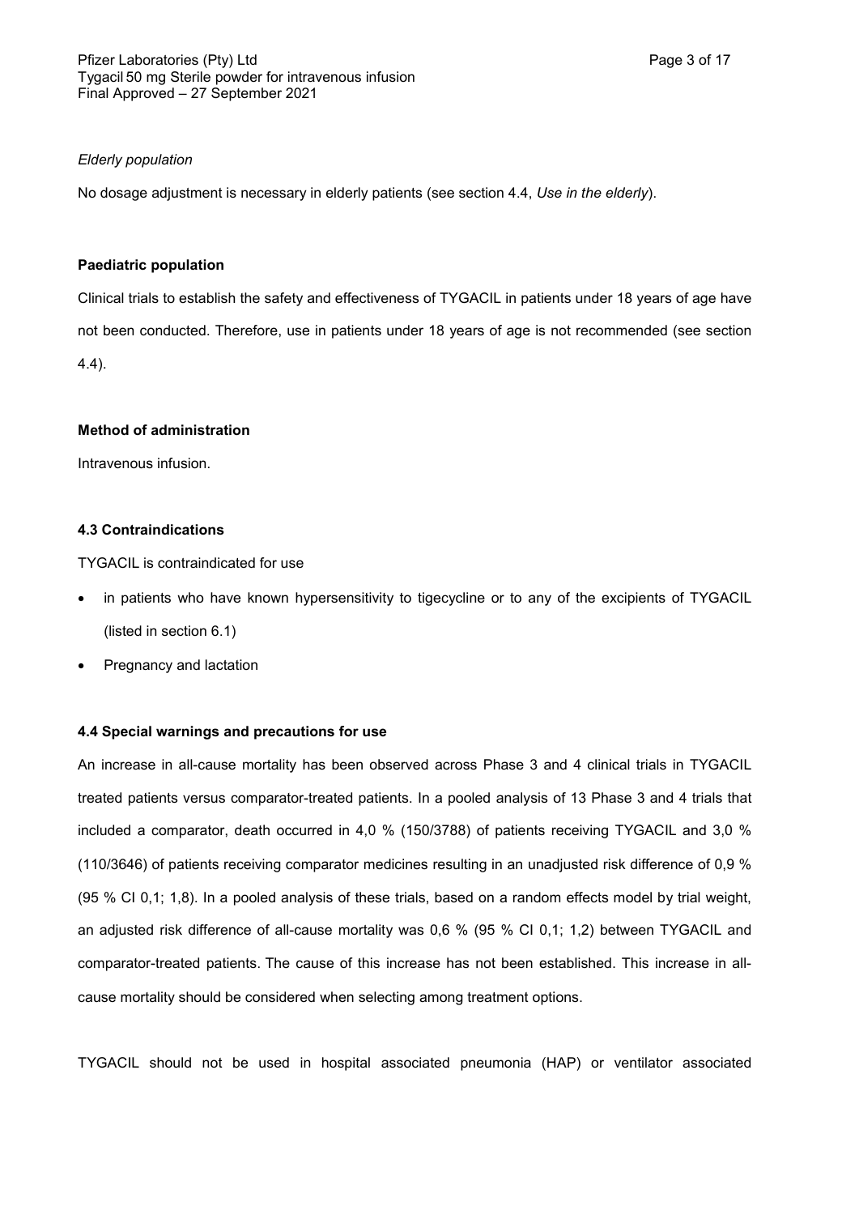*Elderly population*

No dosage adjustment is necessary in elderly patients (see section 4.4, *Use in the elderly*).

**Paediatric population**

Clinical trials to establish the safety and effectiveness of TYGACIL in patients under 18 years of age have not been conducted. Therefore, use in patients under 18 years of age is not recommended (see section 4.4).

**Method of administration**

Intravenous infusion.

### 4.3 Contraindications

TYGACIL is contraindicated for use

- in patients who have known hypersensitivity to tigecycline or to any of the excipients of TYGACIL (listed in section 6.1)
- Pregnancy and lactation

### 4.4 Special warnings and precautions for use

An increase in all-cause mortality has been observed across Phase 3 and 4 clinical trials in TYGACIL treated patients versus comparator-treated patients. In a pooled analysis of 13 Phase 3 and 4 trials that included a comparator, death occurred in 4,0 % (150/3788) of patients receiving TYGACIL and 3,0 % (110/3646) of patients receiving comparator medicines resulting in an unadjusted risk difference of 0,9 % (95 % CI 0,1; 1,8). In a pooled analysis of these trials, based on a random effects model by trial weight, an adjusted risk difference of all-cause mortality was 0,6 % (95 % CI 0,1; 1,2) between TYGACIL and comparator-treated patients. The cause of this increase has not been established. This increase in all-cause mortality should be considered when selecting among treatment options.

TYGACIL should not be used in hospital associated pneumonia (HAP) or ventilator associated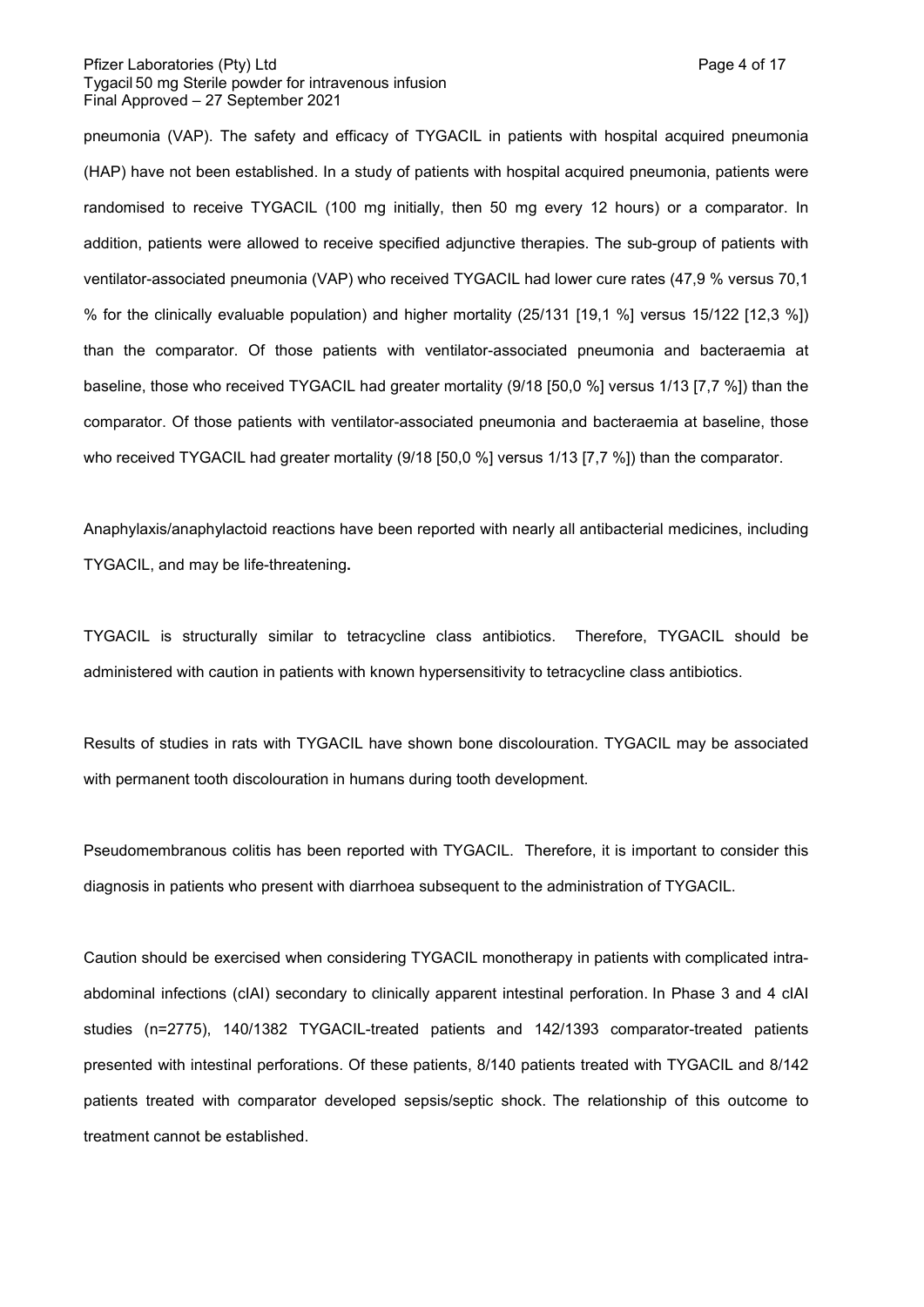pneumonia (VAP). The safety and efficacy of TYGACIL in patients with hospital acquired pneumonia (HAP) have not been established. In a study of patients with hospital acquired pneumonia, patients were randomised to receive TYGACIL (100 mg initially, then 50 mg every 12 hours) or a comparator. In addition, patients were allowed to receive specified adjunctive therapies. The sub-group of patients with ventilator-associated pneumonia (VAP) who received TYGACIL had lower cure rates (47,9 % versus 70,1 % for the clinically evaluable population) and higher mortality (25/131 [19,1 %] versus 15/122 [12,3 %]) than the comparator. Of those patients with ventilator-associated pneumonia and bacteraemia at baseline, those who received TYGACIL had greater mortality (9/18 [50,0 %] versus 1/13 [7,7 %]) than the comparator. Of those patients with ventilator-associated pneumonia and bacteraemia at baseline, those who received TYGACIL had greater mortality (9/18 [50,0 %] versus 1/13 [7,7 %]) than the comparator.

Anaphylaxis/anaphylactoid reactions have been reported with nearly all antibacterial medicines, including TYGACIL, and may be life-threatening**.**

TYGACIL is structurally similar to tetracycline class antibiotics. Therefore, TYGACIL should be administered with caution in patients with known hypersensitivity to tetracycline class antibiotics.

Results of studies in rats with TYGACIL have shown bone discolouration. TYGACIL may be associated with permanent tooth discolouration in humans during tooth development.

Pseudomembranous colitis has been reported with TYGACIL. Therefore, it is important to consider this diagnosis in patients who present with diarrhoea subsequent to the administration of TYGACIL.

Caution should be exercised when considering TYGACIL monotherapy in patients with complicated intra-abdominal infections (cIAI) secondary to clinically apparent intestinal perforation. In Phase 3 and 4 cIAI studies (n=2775), 140/1382 TYGACIL-treated patients and 142/1393 comparator-treated patients presented with intestinal perforations. Of these patients, 8/140 patients treated with TYGACIL and 8/142 patients treated with comparator developed sepsis/septic shock. The relationship of this outcome to treatment cannot be established.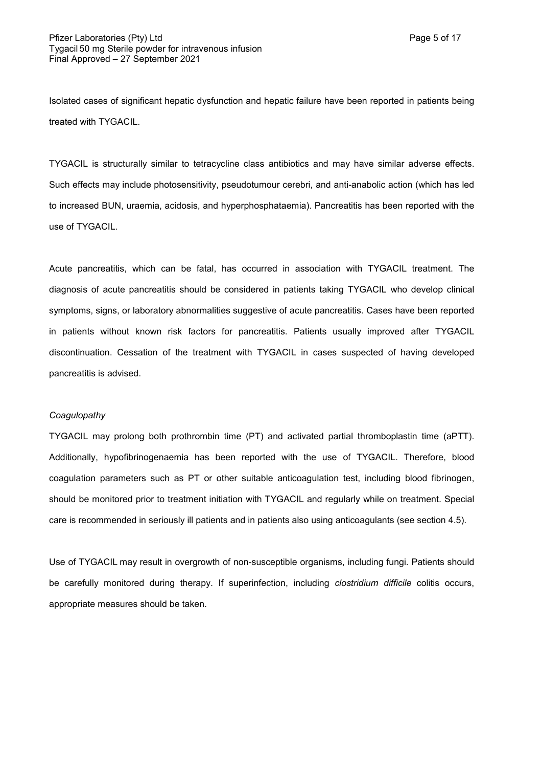Isolated cases of significant hepatic dysfunction and hepatic failure have been reported in patients being treated with TYGACIL.

TYGACIL is structurally similar to tetracycline class antibiotics and may have similar adverse effects. Such effects may include photosensitivity, pseudotumour cerebri, and anti-anabolic action (which has led to increased BUN, uraemia, acidosis, and hyperphosphataemia). Pancreatitis has been reported with the use of TYGACIL.

Acute pancreatitis, which can be fatal, has occurred in association with TYGACIL treatment. The diagnosis of acute pancreatitis should be considered in patients taking TYGACIL who develop clinical symptoms, signs, or laboratory abnormalities suggestive of acute pancreatitis. Cases have been reported in patients without known risk factors for pancreatitis. Patients usually improved after TYGACIL discontinuation. Cessation of the treatment with TYGACIL in cases suspected of having developed pancreatitis is advised.

*Coagulopathy*

TYGACIL may prolong both prothrombin time (PT) and activated partial thromboplastin time (aPTT). Additionally, hypofibrinogenaemia has been reported with the use of TYGACIL. Therefore, blood coagulation parameters such as PT or other suitable anticoagulation test, including blood fibrinogen, should be monitored prior to treatment initiation with TYGACIL and regularly while on treatment. Special care is recommended in seriously ill patients and in patients also using anticoagulants (see section 4.5).

Use of TYGACIL may result in overgrowth of non-susceptible organisms, including fungi. Patients should be carefully monitored during therapy. If superinfection, including *clostridium difficile* colitis occurs, appropriate measures should be taken.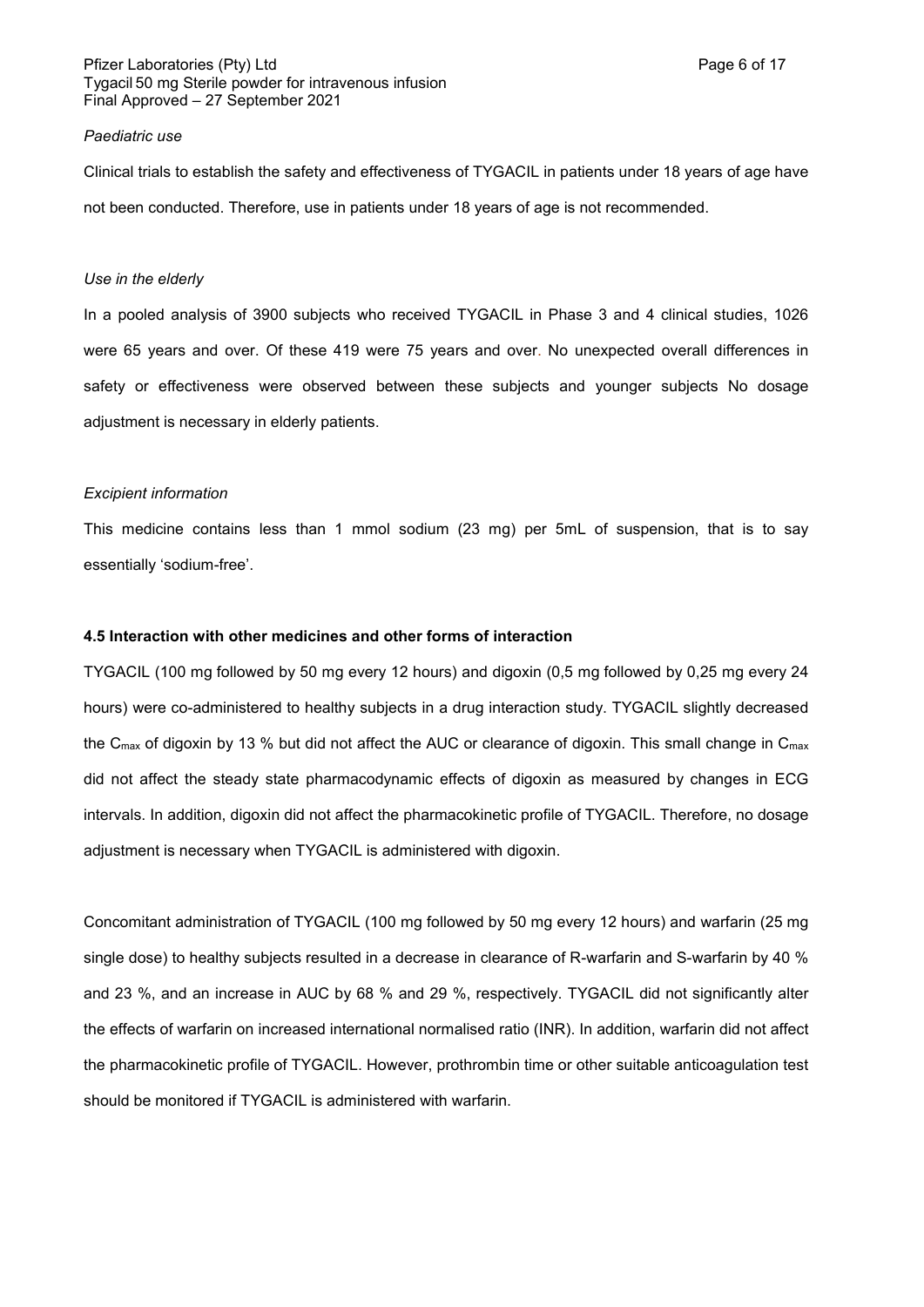*Paediatric use*

Clinical trials to establish the safety and effectiveness of TYGACIL in patients under 18 years of age have not been conducted. Therefore, use in patients under 18 years of age is not recommended.

*Use in the elderly*

In a pooled analysis of 3900 subjects who received TYGACIL in Phase 3 and 4 clinical studies, 1026 were 65 years and over. Of these 419 were 75 years and over. No unexpected overall differences in safety or effectiveness were observed between these subjects and younger subjects No dosage adjustment is necessary in elderly patients.

*Excipient information*

This medicine contains less than 1 mmol sodium (23 mg) per 5mL of suspension, that is to say essentially 'sodium-free'.

**4.5 Interaction with other medicines and other forms of interaction**

TYGACIL (100 mg followed by 50 mg every 12 hours) and digoxin (0,5 mg followed by 0,25 mg every 24 hours) were co-administered to healthy subjects in a drug interaction study. TYGACIL slightly decreased the $C_{max}$ of digoxin by 13 % but did not affect the AUC or clearance of digoxin. This small change in $C_{max}$ did not affect the steady state pharmacodynamic effects of digoxin as measured by changes in ECG intervals. In addition, digoxin did not affect the pharmacokinetic profile of TYGACIL. Therefore, no dosage adjustment is necessary when TYGACIL is administered with digoxin.

Concomitant administration of TYGACIL (100 mg followed by 50 mg every 12 hours) and warfarin (25 mg single dose) to healthy subjects resulted in a decrease in clearance of R-warfarin and S-warfarin by 40 % and 23 %, and an increase in AUC by 68 % and 29 %, respectively. TYGACIL did not significantly alter the effects of warfarin on increased international normalised ratio (INR). In addition, warfarin did not affect the pharmacokinetic profile of TYGACIL. However, prothrombin time or other suitable anticoagulation test should be monitored if TYGACIL is administered with warfarin.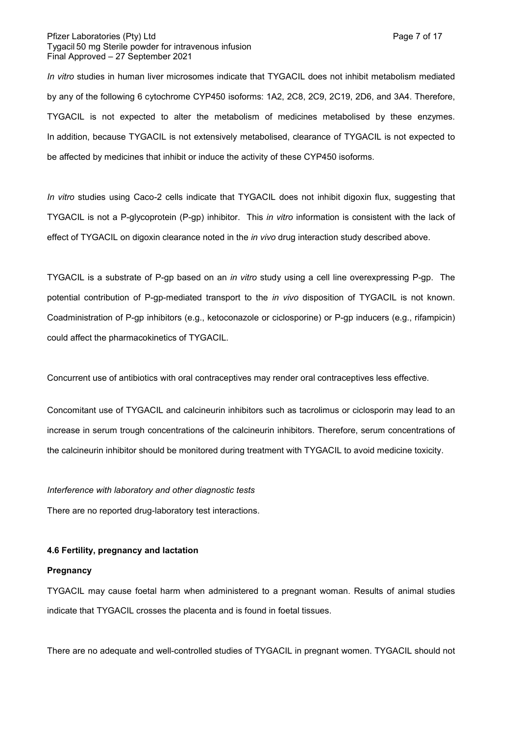*In vitro* studies in human liver microsomes indicate that TYGACIL does not inhibit metabolism mediated by any of the following 6 cytochrome CYP450 isoforms: 1A2, 2C8, 2C9, 2C19, 2D6, and 3A4. Therefore, TYGACIL is not expected to alter the metabolism of medicines metabolised by these enzymes. In addition, because TYGACIL is not extensively metabolised, clearance of TYGACIL is not expected to be affected by medicines that inhibit or induce the activity of these CYP450 isoforms.

*In vitro* studies using Caco-2 cells indicate that TYGACIL does not inhibit digoxin flux, suggesting that TYGACIL is not a P-glycoprotein (P-gp) inhibitor. This *in vitro* information is consistent with the lack of effect of TYGACIL on digoxin clearance noted in the *in vivo* drug interaction study described above.

TYGACIL is a substrate of P-gp based on an *in vitro* study using a cell line overexpressing P-gp. The potential contribution of P-gp-mediated transport to the *in vivo* disposition of TYGACIL is not known. Coadministration of P-gp inhibitors (e.g., ketoconazole or ciclosporine) or P-gp inducers (e.g., rifampicin) could affect the pharmacokinetics of TYGACIL.

Concurrent use of antibiotics with oral contraceptives may render oral contraceptives less effective.

Concomitant use of TYGACIL and calcineurin inhibitors such as tacrolimus or ciclosporin may lead to an increase in serum trough concentrations of the calcineurin inhibitors. Therefore, serum concentrations of the calcineurin inhibitor should be monitored during treatment with TYGACIL to avoid medicine toxicity.

*Interference with laboratory and other diagnostic tests*

There are no reported drug-laboratory test interactions.

#### 4.6 Fertility, pregnancy and lactation

**Pregnancy**

TYGACIL may cause foetal harm when administered to a pregnant woman. Results of animal studies indicate that TYGACIL crosses the placenta and is found in foetal tissues.

There are no adequate and well-controlled studies of TYGACIL in pregnant women. TYGACIL should not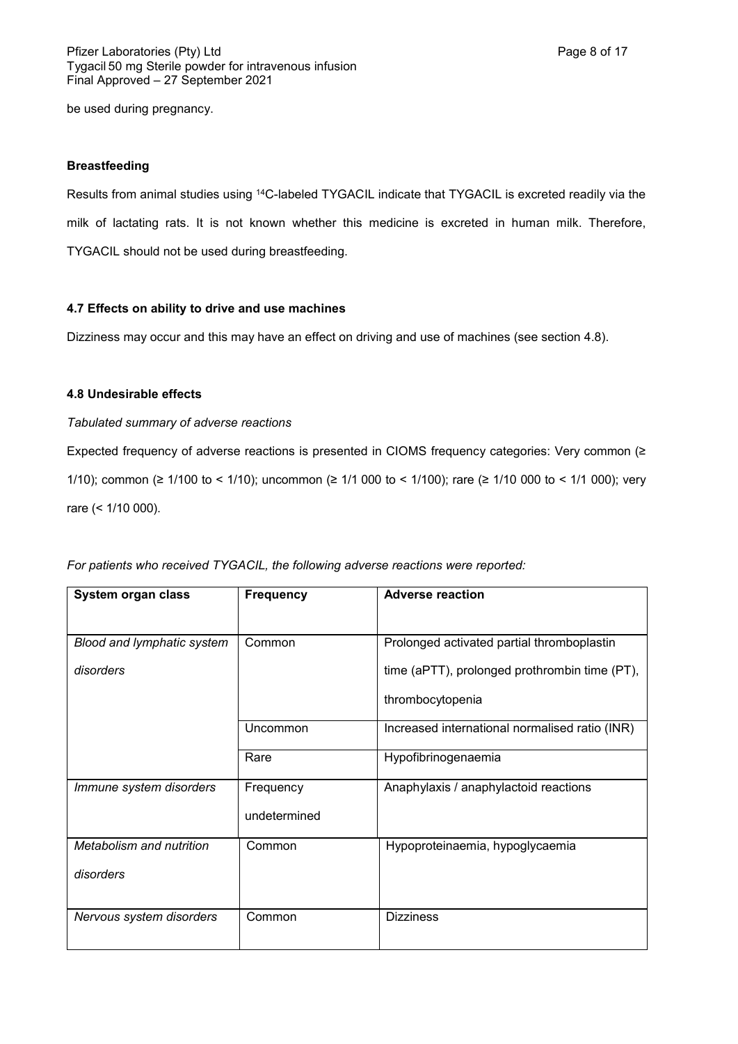be used during pregnancy.

**Breastfeeding**

Results from animal studies using [14]C-labeled TYGACIL indicate that TYGACIL is excreted readily via the milk of lactating rats. It is not known whether this medicine is excreted in human milk. Therefore, TYGACIL should not be used during breastfeeding.

**4.7 Effects on ability to drive and use machines**

Dizziness may occur and this may have an effect on driving and use of machines (see section 4.8).

**4.8 Undesirable effects**

*Tabulated summary of adverse reactions*

Expected frequency of adverse reactions is presented in CIOMS frequency categories: Very common (≥ 1/10); common (≥ 1/100 to < 1/10); uncommon (≥ 1/1 000 to < 1/100); rare (≥ 1/10 000 to < 1/1 000); very rare (< 1/10 000).

*For patients who received TYGACIL, the following adverse reactions were reported:*

| System organ class | Frequency | Adverse reaction |
|---|---|---|
| *Blood and lymphatic system disorders* | Common | Prolonged activated partial thromboplastin time (aPTT), prolonged prothrombin time (PT), thrombocytopenia |
| | Uncommon | Increased international normalised ratio (INR) |
| | Rare | Hypofibrinogenaemia |
| *Immune system disorders* | Frequency undetermined | Anaphylaxis / anaphylactoid reactions |
| *Metabolism and nutrition disorders* | Common | Hypoproteinaemia, hypoglycaemia |
| *Nervous system disorders* | Common | Dizziness |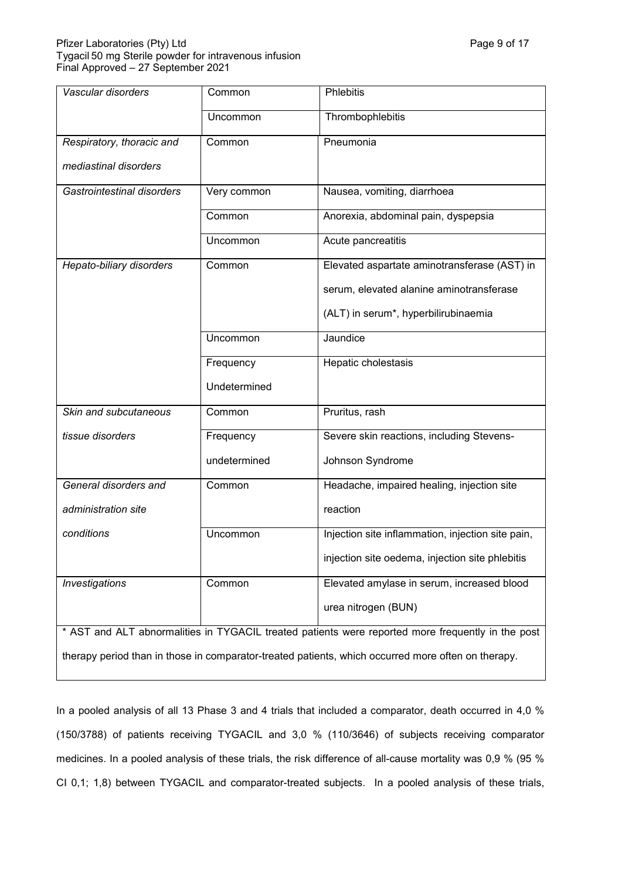| | | |
|---|---|---|
| *Vascular disorders* | Common | Phlebitis |
| | Uncommon | Thrombophlebitis |
| *Respiratory, thoracic and mediastinal disorders* | Common | Pneumonia |
| *Gastrointestinal disorders* | Very common | Nausea, vomiting, diarrhoea |
| | Common | Anorexia, abdominal pain, dyspepsia |
| | Uncommon | Acute pancreatitis |
| *Hepato-biliary disorders* | Common | Elevated aspartate aminotransferase (AST) in serum, elevated alanine aminotransferase (ALT) in serum*, hyperbilirubinaemia |
| | Uncommon | Jaundice |
| | Frequency Undetermined | Hepatic cholestasis |
| *Skin and subcutaneous tissue disorders* | Common | Pruritus, rash |
| | Frequency undetermined | Severe skin reactions, including Stevens-Johnson Syndrome |
| *General disorders and administration site conditions* | Common | Headache, impaired healing, injection site reaction |
| | Uncommon | Injection site inflammation, injection site pain, injection site oedema, injection site phlebitis |
| *Investigations* | Common | Elevated amylase in serum, increased blood urea nitrogen (BUN) |

* AST and ALT abnormalities in TYGACIL treated patients were reported more frequently in the post therapy period than in those in comparator-treated patients, which occurred more often on therapy.

In a pooled analysis of all 13 Phase 3 and 4 trials that included a comparator, death occurred in 4,0 % (150/3788) of patients receiving TYGACIL and 3,0 % (110/3646) of subjects receiving comparator medicines. In a pooled analysis of these trials, the risk difference of all-cause mortality was 0,9 % (95 % CI 0,1; 1,8) between TYGACIL and comparator-treated subjects. In a pooled analysis of these trials,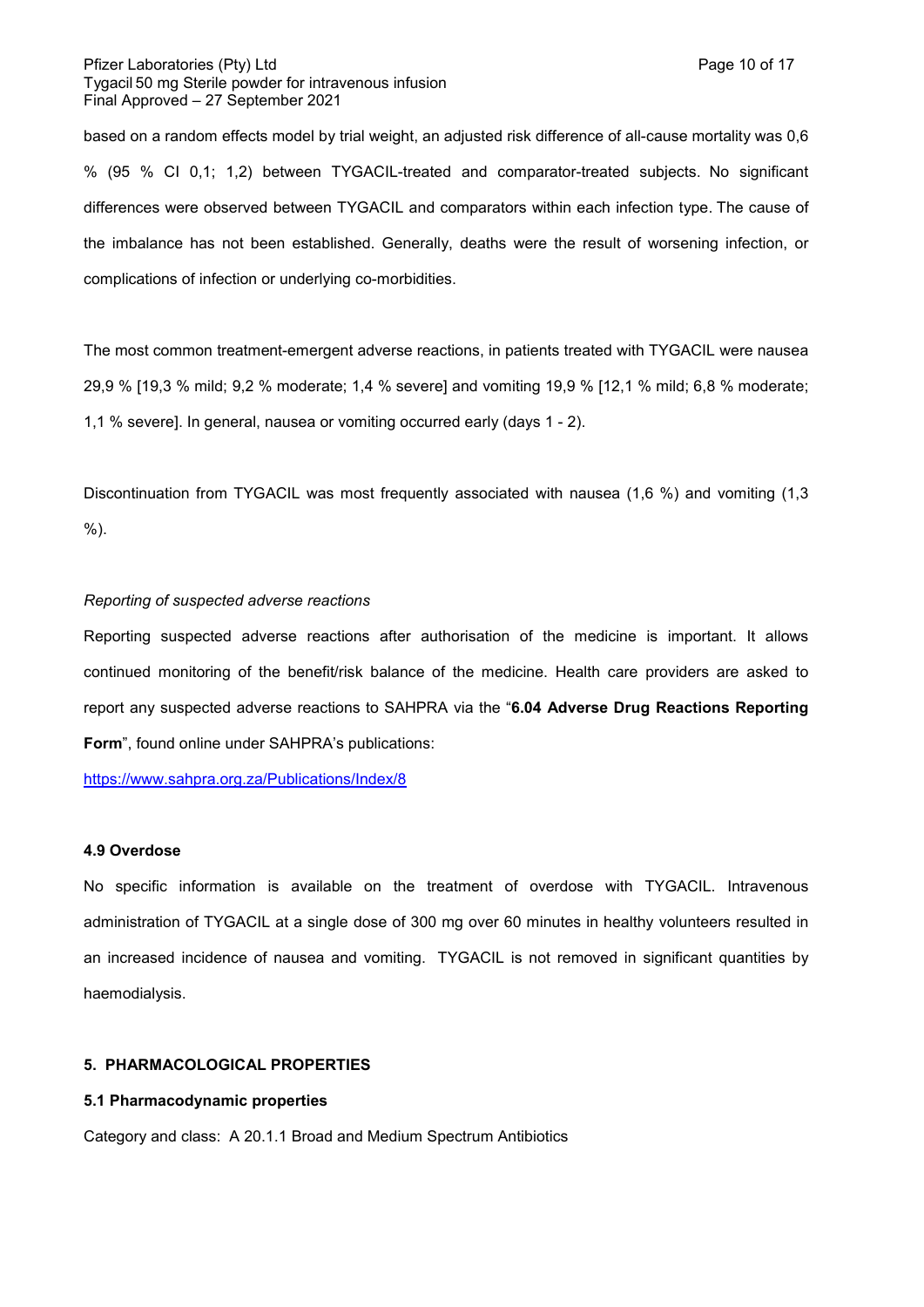based on a random effects model by trial weight, an adjusted risk difference of all-cause mortality was 0,6 % (95 % CI 0,1; 1,2) between TYGACIL-treated and comparator-treated subjects. No significant differences were observed between TYGACIL and comparators within each infection type. The cause of the imbalance has not been established. Generally, deaths were the result of worsening infection, or complications of infection or underlying co-morbidities.

The most common treatment-emergent adverse reactions, in patients treated with TYGACIL were nausea 29,9 % [19,3 % mild; 9,2 % moderate; 1,4 % severe] and vomiting 19,9 % [12,1 % mild; 6,8 % moderate; 1,1 % severe]. In general, nausea or vomiting occurred early (days 1 - 2).

Discontinuation from TYGACIL was most frequently associated with nausea (1,6 %) and vomiting (1,3 %).

*Reporting of suspected adverse reactions*

Reporting suspected adverse reactions after authorisation of the medicine is important. It allows continued monitoring of the benefit/risk balance of the medicine. Health care providers are asked to report any suspected adverse reactions to SAHPRA via the "**6.04 Adverse Drug Reactions Reporting Form**", found online under SAHPRA's publications:

https://www.sahpra.org.za/Publications/Index/8

### 4.9 Overdose

No specific information is available on the treatment of overdose with TYGACIL. Intravenous administration of TYGACIL at a single dose of 300 mg over 60 minutes in healthy volunteers resulted in an increased incidence of nausea and vomiting. TYGACIL is not removed in significant quantities by haemodialysis.

## 5. PHARMACOLOGICAL PROPERTIES

### 5.1 Pharmacodynamic properties

Category and class: A 20.1.1 Broad and Medium Spectrum Antibiotics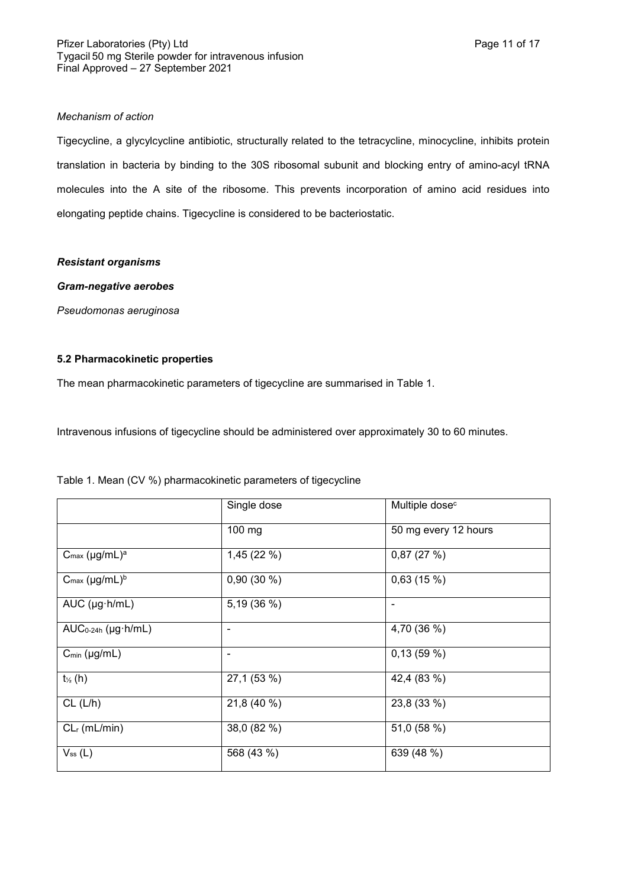*Mechanism of action*

Tigecycline, a glycylcycline antibiotic, structurally related to the tetracycline, minocycline, inhibits protein translation in bacteria by binding to the 30S ribosomal subunit and blocking entry of amino-acyl tRNA molecules into the A site of the ribosome. This prevents incorporation of amino acid residues into elongating peptide chains. Tigecycline is considered to be bacteriostatic.

***Resistant organisms***

***Gram-negative aerobes***

*Pseudomonas aeruginosa*

**5.2 Pharmacokinetic properties**

The mean pharmacokinetic parameters of tigecycline are summarised in Table 1.

Intravenous infusions of tigecycline should be administered over approximately 30 to 60 minutes.

Table 1. Mean (CV %) pharmacokinetic parameters of tigecycline

| | Single dose | Multiple dose[c] |
|---|---|---|
| | 100 mg | 50 mg every 12 hours |
| $C_{max}$ (µg/mL)[a] | 1,45 (22 %) | 0,87 (27 %) |
| $C_{max}$ (µg/mL)[b] | 0,90 (30 %) | 0,63 (15 %) |
| AUC (µg·h/mL) | 5,19 (36 %) | - |
| $AUC_{0\text{-}24h}$ (µg·h/mL) | - | 4,70 (36 %) |
| $C_{min}$ (µg/mL) | - | 0,13 (59 %) |
| $t_{½}$ (h) | 27,1 (53 %) | 42,4 (83 %) |
| CL (L/h) | 21,8 (40 %) | 23,8 (33 %) |
| $CL_r$ (mL/min) | 38,0 (82 %) | 51,0 (58 %) |
| $V_{ss}$ (L) | 568 (43 %) | 639 (48 %) |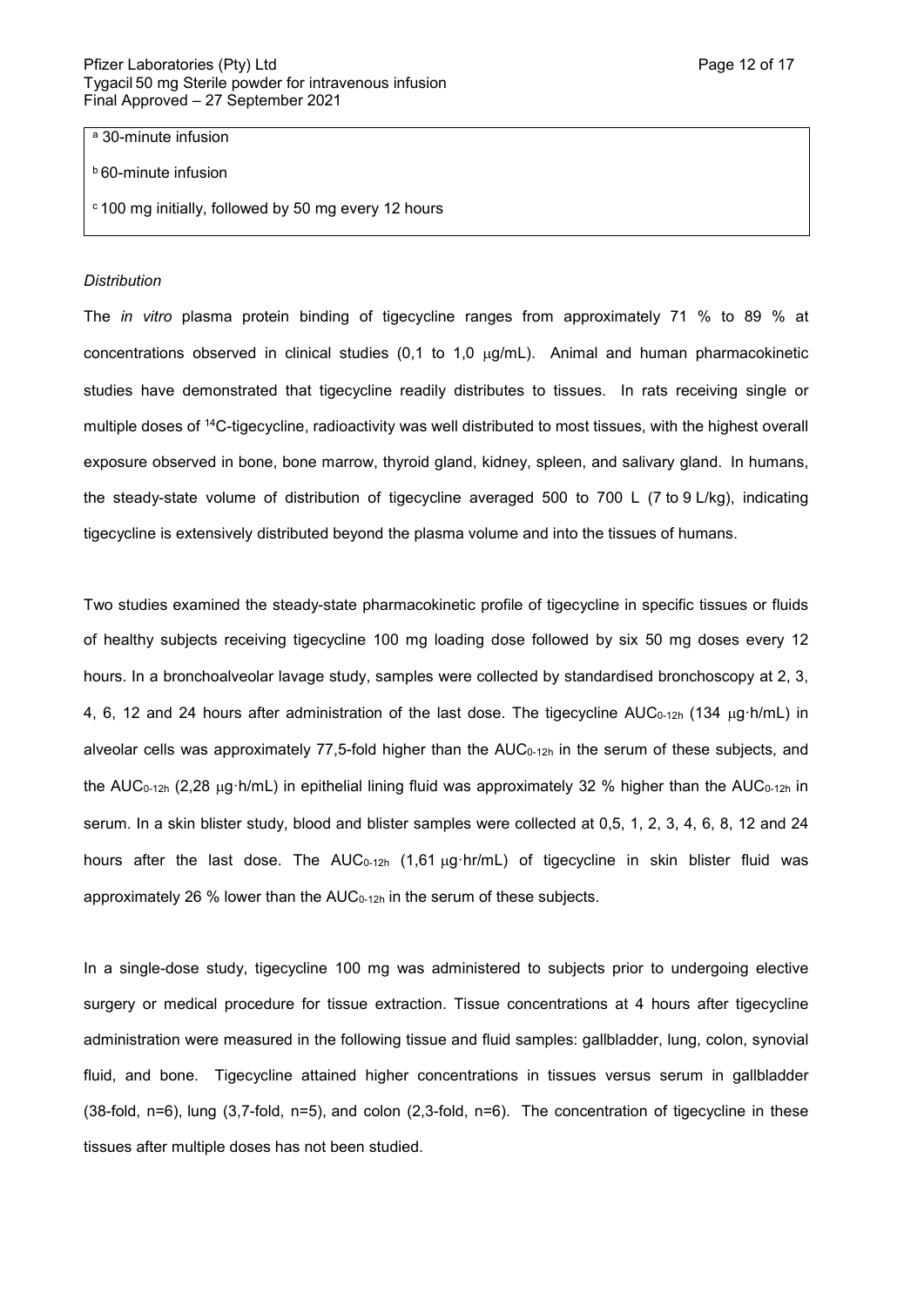[a] 30-minute infusion

[b] 60-minute infusion

[c] 100 mg initially, followed by 50 mg every 12 hours

*Distribution*

The *in vitro* plasma protein binding of tigecycline ranges from approximately 71 % to 89 % at concentrations observed in clinical studies (0,1 to 1,0 μg/mL). Animal and human pharmacokinetic studies have demonstrated that tigecycline readily distributes to tissues. In rats receiving single or multiple doses of $^{14}C$-tigecycline, radioactivity was well distributed to most tissues, with the highest overall exposure observed in bone, bone marrow, thyroid gland, kidney, spleen, and salivary gland. In humans, the steady-state volume of distribution of tigecycline averaged 500 to 700 L (7 to 9 L/kg), indicating tigecycline is extensively distributed beyond the plasma volume and into the tissues of humans.

Two studies examined the steady-state pharmacokinetic profile of tigecycline in specific tissues or fluids of healthy subjects receiving tigecycline 100 mg loading dose followed by six 50 mg doses every 12 hours. In a bronchoalveolar lavage study, samples were collected by standardised bronchoscopy at 2, 3, 4, 6, 12 and 24 hours after administration of the last dose. The tigecycline $AUC_{0\text{-}12h}$ (134 μg·h/mL) in alveolar cells was approximately 77,5-fold higher than the $AUC_{0\text{-}12h}$ in the serum of these subjects, and the $AUC_{0\text{-}12h}$ (2,28 μg·h/mL) in epithelial lining fluid was approximately 32 % higher than the $AUC_{0\text{-}12h}$ in serum. In a skin blister study, blood and blister samples were collected at 0,5, 1, 2, 3, 4, 6, 8, 12 and 24 hours after the last dose. The $AUC_{0\text{-}12h}$ (1,61 μg·hr/mL) of tigecycline in skin blister fluid was approximately 26 % lower than the $AUC_{0\text{-}12h}$ in the serum of these subjects.

In a single-dose study, tigecycline 100 mg was administered to subjects prior to undergoing elective surgery or medical procedure for tissue extraction. Tissue concentrations at 4 hours after tigecycline administration were measured in the following tissue and fluid samples: gallbladder, lung, colon, synovial fluid, and bone. Tigecycline attained higher concentrations in tissues versus serum in gallbladder (38-fold, n=6), lung (3,7-fold, n=5), and colon (2,3-fold, n=6). The concentration of tigecycline in these tissues after multiple doses has not been studied.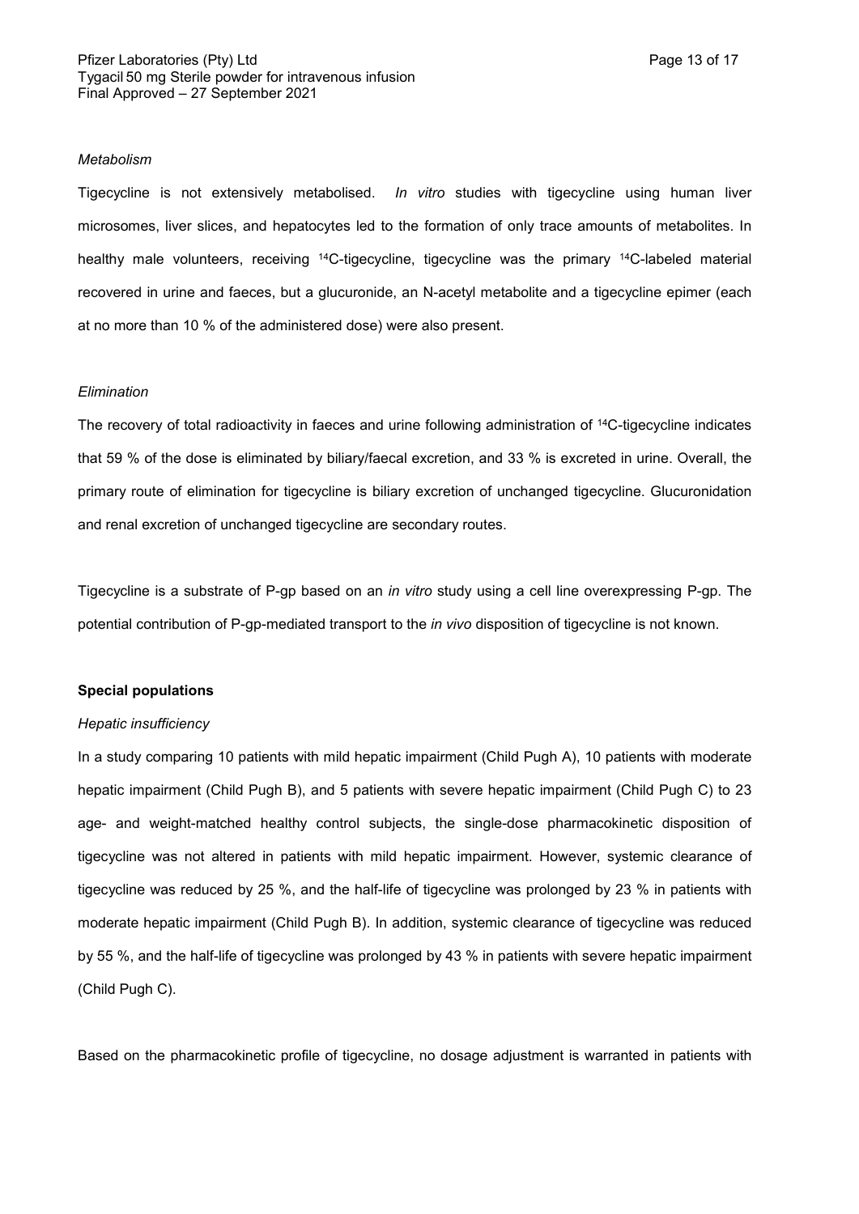*Metabolism*

Tigecycline is not extensively metabolised. *In vitro* studies with tigecycline using human liver microsomes, liver slices, and hepatocytes led to the formation of only trace amounts of metabolites. In healthy male volunteers, receiving $^{14}$C-tigecycline, tigecycline was the primary $^{14}$C-labeled material recovered in urine and faeces, but a glucuronide, an N-acetyl metabolite and a tigecycline epimer (each at no more than 10 % of the administered dose) were also present.

*Elimination*

The recovery of total radioactivity in faeces and urine following administration of $^{14}$C-tigecycline indicates that 59 % of the dose is eliminated by biliary/faecal excretion, and 33 % is excreted in urine. Overall, the primary route of elimination for tigecycline is biliary excretion of unchanged tigecycline. Glucuronidation and renal excretion of unchanged tigecycline are secondary routes.

Tigecycline is a substrate of P-gp based on an *in vitro* study using a cell line overexpressing P-gp. The potential contribution of P-gp-mediated transport to the *in vivo* disposition of tigecycline is not known.

**Special populations**

*Hepatic insufficiency*

In a study comparing 10 patients with mild hepatic impairment (Child Pugh A), 10 patients with moderate hepatic impairment (Child Pugh B), and 5 patients with severe hepatic impairment (Child Pugh C) to 23 age- and weight-matched healthy control subjects, the single-dose pharmacokinetic disposition of tigecycline was not altered in patients with mild hepatic impairment. However, systemic clearance of tigecycline was reduced by 25 %, and the half-life of tigecycline was prolonged by 23 % in patients with moderate hepatic impairment (Child Pugh B). In addition, systemic clearance of tigecycline was reduced by 55 %, and the half-life of tigecycline was prolonged by 43 % in patients with severe hepatic impairment (Child Pugh C).

Based on the pharmacokinetic profile of tigecycline, no dosage adjustment is warranted in patients with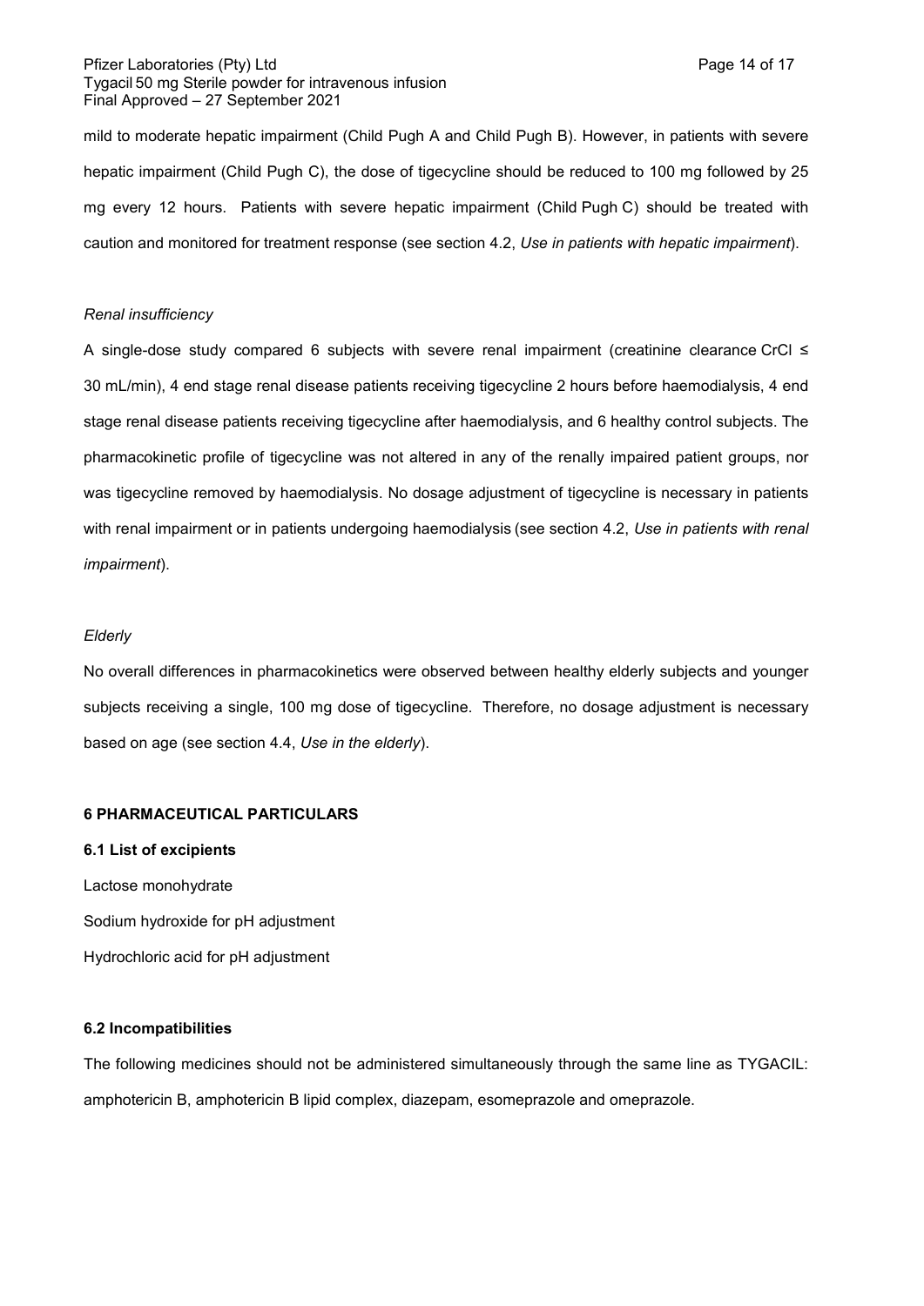mild to moderate hepatic impairment (Child Pugh A and Child Pugh B). However, in patients with severe hepatic impairment (Child Pugh C), the dose of tigecycline should be reduced to 100 mg followed by 25 mg every 12 hours. Patients with severe hepatic impairment (Child Pugh C) should be treated with caution and monitored for treatment response (see section 4.2, *Use in patients with hepatic impairment*).

*Renal insufficiency*

A single-dose study compared 6 subjects with severe renal impairment (creatinine clearance CrCl ≤ 30 mL/min), 4 end stage renal disease patients receiving tigecycline 2 hours before haemodialysis, 4 end stage renal disease patients receiving tigecycline after haemodialysis, and 6 healthy control subjects. The pharmacokinetic profile of tigecycline was not altered in any of the renally impaired patient groups, nor was tigecycline removed by haemodialysis. No dosage adjustment of tigecycline is necessary in patients with renal impairment or in patients undergoing haemodialysis (see section 4.2, *Use in patients with renal impairment*).

*Elderly*

No overall differences in pharmacokinetics were observed between healthy elderly subjects and younger subjects receiving a single, 100 mg dose of tigecycline. Therefore, no dosage adjustment is necessary based on age (see section 4.4, *Use in the elderly*).

## 6 PHARMACEUTICAL PARTICULARS

### 6.1 List of excipients

Lactose monohydrate

Sodium hydroxide for pH adjustment

Hydrochloric acid for pH adjustment

### 6.2 Incompatibilities

The following medicines should not be administered simultaneously through the same line as TYGACIL: amphotericin B, amphotericin B lipid complex, diazepam, esomeprazole and omeprazole.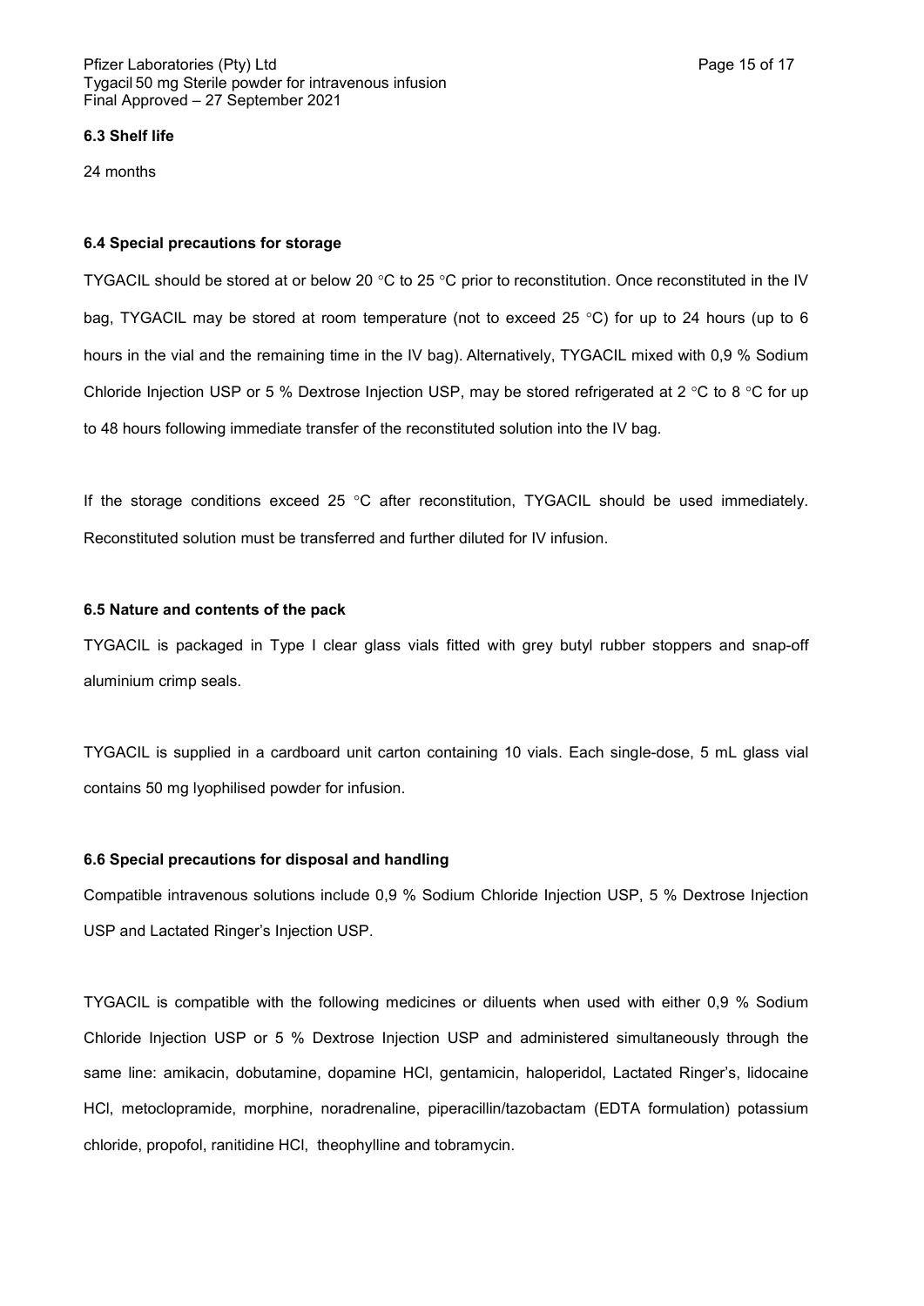**6.3 Shelf life**

24 months

**6.4 Special precautions for storage**

TYGACIL should be stored at or below 20 °C to 25 °C prior to reconstitution. Once reconstituted in the IV bag, TYGACIL may be stored at room temperature (not to exceed 25 °C) for up to 24 hours (up to 6 hours in the vial and the remaining time in the IV bag). Alternatively, TYGACIL mixed with 0,9 % Sodium Chloride Injection USP or 5 % Dextrose Injection USP, may be stored refrigerated at 2 °C to 8 °C for up to 48 hours following immediate transfer of the reconstituted solution into the IV bag.

If the storage conditions exceed 25 °C after reconstitution, TYGACIL should be used immediately. Reconstituted solution must be transferred and further diluted for IV infusion.

**6.5 Nature and contents of the pack**

TYGACIL is packaged in Type I clear glass vials fitted with grey butyl rubber stoppers and snap-off aluminium crimp seals.

TYGACIL is supplied in a cardboard unit carton containing 10 vials. Each single-dose, 5 mL glass vial contains 50 mg lyophilised powder for infusion.

**6.6 Special precautions for disposal and handling**

Compatible intravenous solutions include 0,9 % Sodium Chloride Injection USP, 5 % Dextrose Injection USP and Lactated Ringer's Injection USP.

TYGACIL is compatible with the following medicines or diluents when used with either 0,9 % Sodium Chloride Injection USP or 5 % Dextrose Injection USP and administered simultaneously through the same line: amikacin, dobutamine, dopamine HCl, gentamicin, haloperidol, Lactated Ringer's, lidocaine HCl, metoclopramide, morphine, noradrenaline, piperacillin/tazobactam (EDTA formulation) potassium chloride, propofol, ranitidine HCl, theophylline and tobramycin.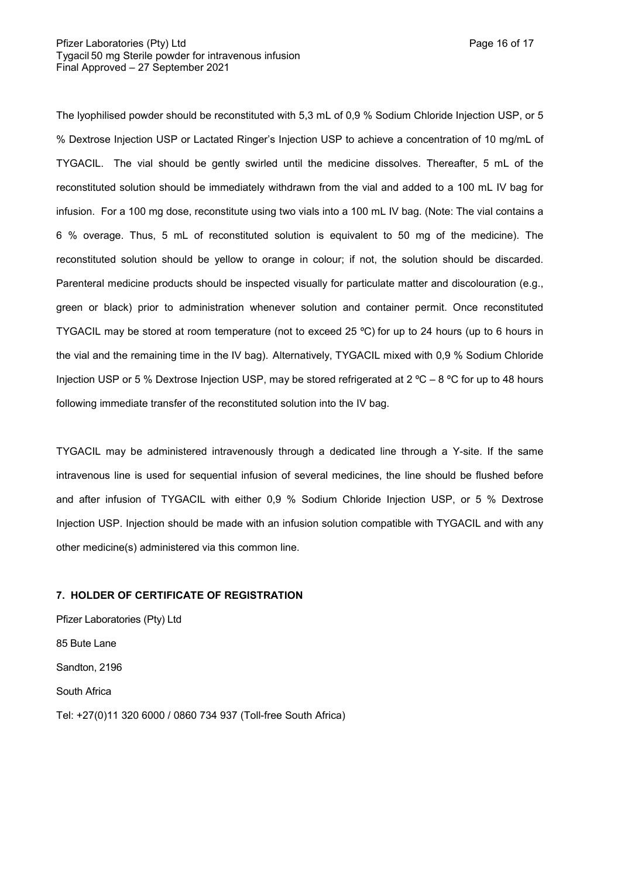The lyophilised powder should be reconstituted with 5,3 mL of 0,9 % Sodium Chloride Injection USP, or 5 % Dextrose Injection USP or Lactated Ringer's Injection USP to achieve a concentration of 10 mg/mL of TYGACIL. The vial should be gently swirled until the medicine dissolves. Thereafter, 5 mL of the reconstituted solution should be immediately withdrawn from the vial and added to a 100 mL IV bag for infusion. For a 100 mg dose, reconstitute using two vials into a 100 mL IV bag. (Note: The vial contains a 6 % overage. Thus, 5 mL of reconstituted solution is equivalent to 50 mg of the medicine). The reconstituted solution should be yellow to orange in colour; if not, the solution should be discarded. Parenteral medicine products should be inspected visually for particulate matter and discolouration (e.g., green or black) prior to administration whenever solution and container permit. Once reconstituted TYGACIL may be stored at room temperature (not to exceed 25 ºC) for up to 24 hours (up to 6 hours in the vial and the remaining time in the IV bag). Alternatively, TYGACIL mixed with 0,9 % Sodium Chloride Injection USP or 5 % Dextrose Injection USP, may be stored refrigerated at 2 ºC – 8 ºC for up to 48 hours following immediate transfer of the reconstituted solution into the IV bag.

TYGACIL may be administered intravenously through a dedicated line through a Y-site. If the same intravenous line is used for sequential infusion of several medicines, the line should be flushed before and after infusion of TYGACIL with either 0,9 % Sodium Chloride Injection USP, or 5 % Dextrose Injection USP. Injection should be made with an infusion solution compatible with TYGACIL and with any other medicine(s) administered via this common line.

## 7. HOLDER OF CERTIFICATE OF REGISTRATION

Pfizer Laboratories (Pty) Ltd

85 Bute Lane

Sandton, 2196

South Africa

Tel: +27(0)11 320 6000 / 0860 734 937 (Toll-free South Africa)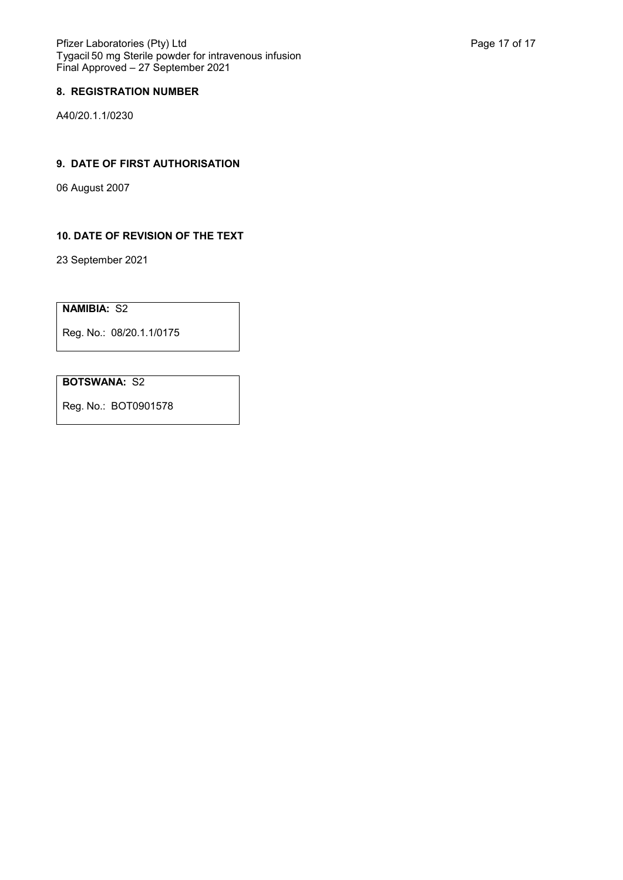## 8. REGISTRATION NUMBER

A40/20.1.1/0230

## 9. DATE OF FIRST AUTHORISATION

06 August 2007

## 10. DATE OF REVISION OF THE TEXT

23 September 2021

**NAMIBIA:** S2

Reg. No.: 08/20.1.1/0175

**BOTSWANA:** S2

Reg. No.: BOT0901578